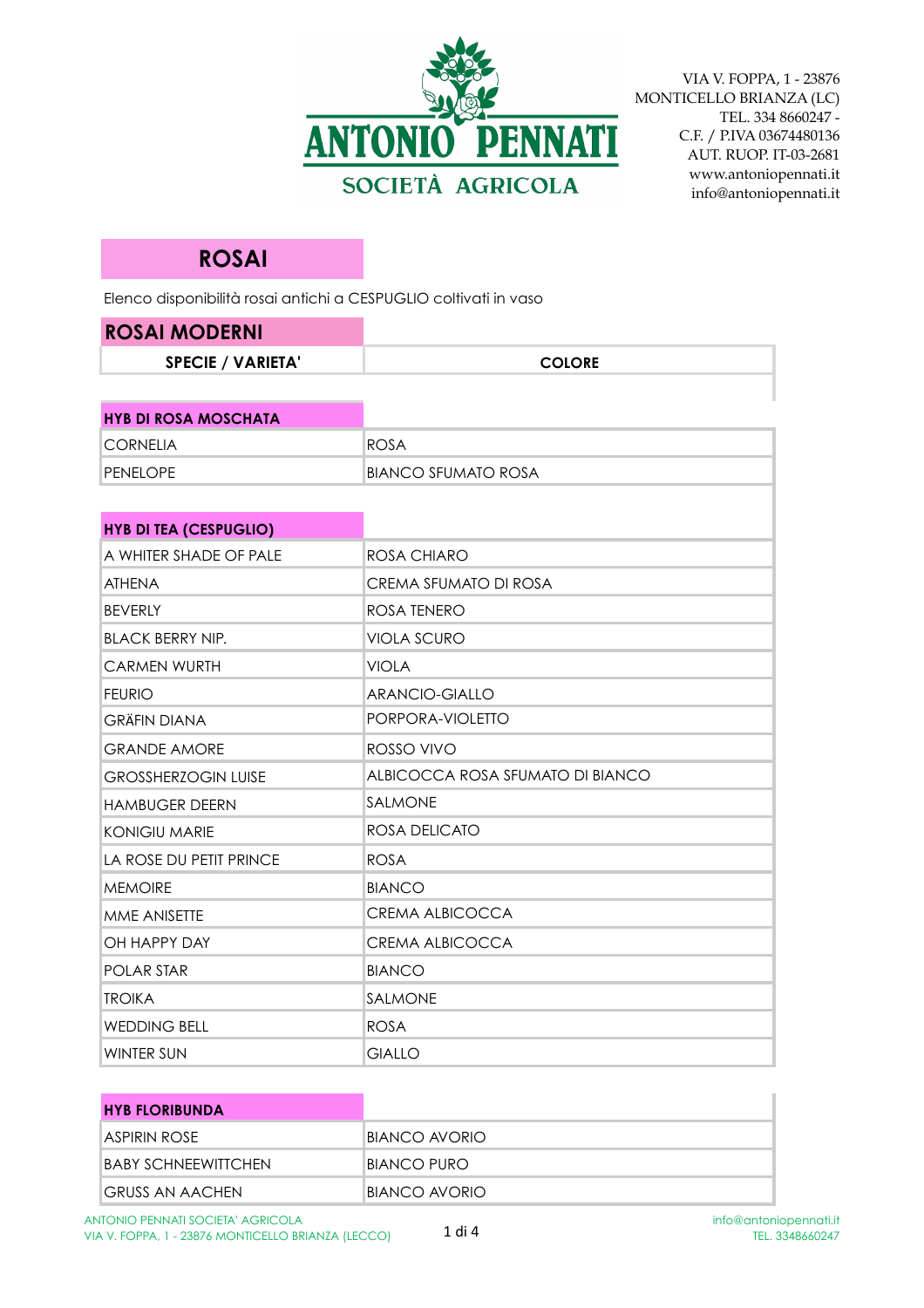ANTONIO PENNATI
SOCIETÀ AGRICOLA

VIA V. FOPPA, 1 - 23876
MONTICELLO BRIANZA (LC)
TEL. 334 8660247 -
C.F. / P.IVA 03674480136
AUT. RUOP. IT-03-2681
www.antoniopennati.it
info@antoniopennati.it

# ROSAI

Elenco disponibilità rosai antichi a CESPUGLIO coltivati in vaso

## ROSAI MODERNI

| SPECIE / VARIETA' | COLORE |
|---|---|
| **HYB DI ROSA MOSCHATA** | |
| CORNELIA | ROSA |
| PENELOPE | BIANCO SFUMATO ROSA |
| **HYB DI TEA (CESPUGLIO)** | |
| A WHITER SHADE OF PALE | ROSA CHIARO |
| ATHENA | CREMA SFUMATO DI ROSA |
| BEVERLY | ROSA TENERO |
| BLACK BERRY NIP. | VIOLA SCURO |
| CARMEN WURTH | VIOLA |
| FEURIO | ARANCIO-GIALLO |
| GRÄFIN DIANA | PORPORA-VIOLETTO |
| GRANDE AMORE | ROSSO VIVO |
| GROSSHERZOGIN LUISE | ALBICOCCA ROSA SFUMATO DI BIANCO |
| HAMBUGER DEERN | SALMONE |
| KONIGIU MARIE | ROSA DELICATO |
| LA ROSE DU PETIT PRINCE | ROSA |
| MEMOIRE | BIANCO |
| MME ANISETTE | CREMA ALBICOCCA |
| OH HAPPY DAY | CREMA ALBICOCCA |
| POLAR STAR | BIANCO |
| TROIKA | SALMONE |
| WEDDING BELL | ROSA |
| WINTER SUN | GIALLO |
| **HYB FLORIBUNDA** | |
| ASPIRIN ROSE | BIANCO AVORIO |
| BABY SCHNEEWITTCHEN | BIANCO PURO |
| GRUSS AN AACHEN | BIANCO AVORIO |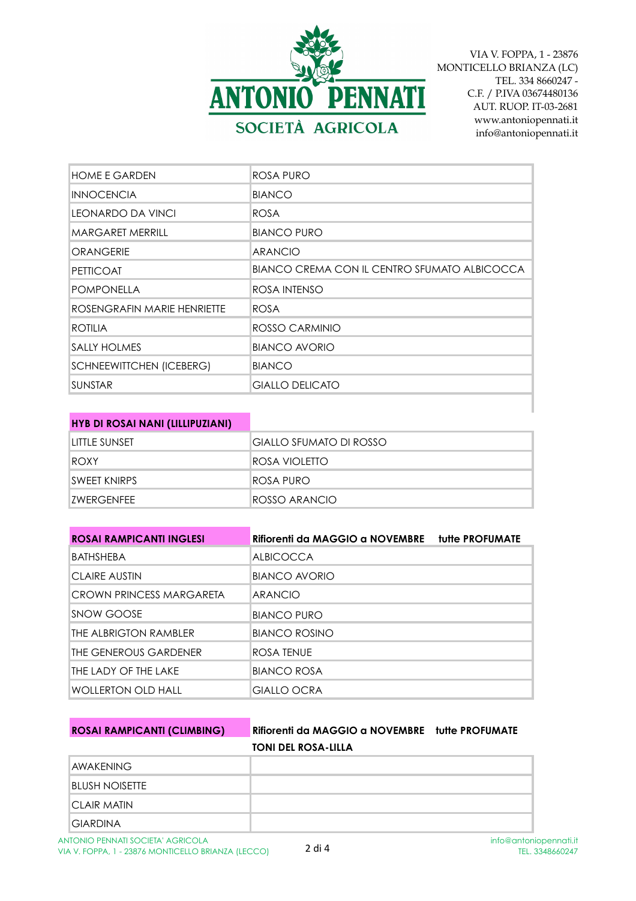VIA V. FOPPA, 1 - 23876
MONTICELLO BRIANZA (LC)
TEL. 334 8660247 -
C.F. / P.IVA 03674480136
AUT. RUOP. IT-03-2681
www.antoniopennati.it
info@antoniopennati.it

| | |
|---|---|
| HOME E GARDEN | ROSA PURO |
| INNOCENCIA | BIANCO |
| LEONARDO DA VINCI | ROSA |
| MARGARET MERRILL | BIANCO PURO |
| ORANGERIE | ARANCIO |
| PETTICOAT | BIANCO CREMA CON IL CENTRO SFUMATO ALBICOCCA |
| POMPONELLA | ROSA INTENSO |
| ROSENGRAFIN MARIE HENRIETTE | ROSA |
| ROTILIA | ROSSO CARMINIO |
| SALLY HOLMES | BIANCO AVORIO |
| SCHNEEWITTCHEN (ICEBERG) | BIANCO |
| SUNSTAR | GIALLO DELICATO |

| **HYB DI ROSAI NANI (LILLIPUZIANI)** | |
|---|---|
| LITTLE SUNSET | GIALLO SFUMATO DI ROSSO |
| ROXY | ROSA VIOLETTO |
| SWEET KNIRPS | ROSA PURO |
| ZWERGENFEE | ROSSO ARANCIO |

| **ROSAI RAMPICANTI INGLESI** | **Rifiorenti da MAGGIO a NOVEMBRE tutte PROFUMATE** |
|---|---|
| BATHSHEBA | ALBICOCCA |
| CLAIRE AUSTIN | BIANCO AVORIO |
| CROWN PRINCESS MARGARETA | ARANCIO |
| SNOW GOOSE | BIANCO PURO |
| THE ALBRIGTON RAMBLER | BIANCO ROSINO |
| THE GENEROUS GARDENER | ROSA TENUE |
| THE LADY OF THE LAKE | BIANCO ROSA |
| WOLLERTON OLD HALL | GIALLO OCRA |

| **ROSAI RAMPICANTI (CLIMBING)** | **Rifiorenti da MAGGIO a NOVEMBRE tutte PROFUMATE** |
|---|---|
| | **TONI DEL ROSA-LILLA** |
| AWAKENING | |
| BLUSH NOISETTE | |
| CLAIR MATIN | |
| GIARDINA | |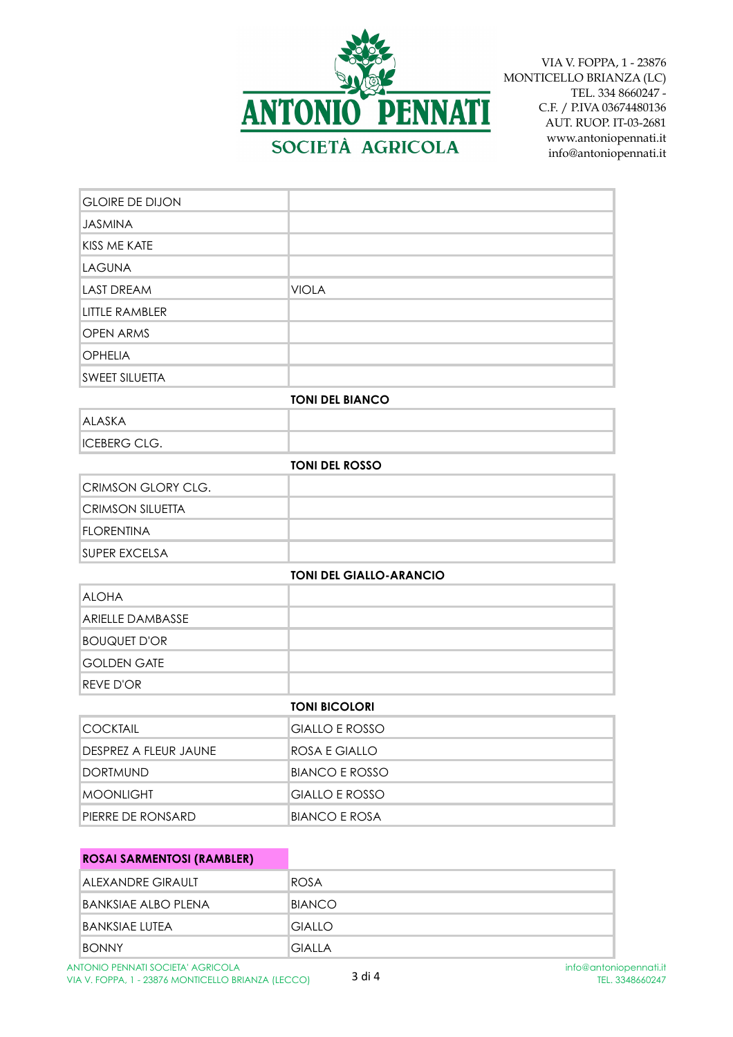VIA V. FOPPA, 1 - 23876
MONTICELLO BRIANZA (LC)
TEL. 334 8660247 -
C.F. / P.IVA 03674480136
AUT. RUOP. IT-03-2681
www.antoniopennati.it
info@antoniopennati.it

| | |
|---|---|
| GLOIRE DE DIJON | |
| JASMINA | |
| KISS ME KATE | |
| LAGUNA | |
| LAST DREAM | VIOLA |
| LITTLE RAMBLER | |
| OPEN ARMS | |
| OPHELIA | |
| SWEET SILUETTA | |
| | **TONI DEL BIANCO** |
| ALASKA | |
| ICEBERG CLG. | |
| | **TONI DEL ROSSO** |
| CRIMSON GLORY CLG. | |
| CRIMSON SILUETTA | |
| FLORENTINA | |
| SUPER EXCELSA | |
| | **TONI DEL GIALLO-ARANCIO** |
| ALOHA | |
| ARIELLE DAMBASSE | |
| BOUQUET D'OR | |
| GOLDEN GATE | |
| REVE D'OR | |
| | **TONI BICOLORI** |
| COCKTAIL | GIALLO E ROSSO |
| DESPREZ A FLEUR JAUNE | ROSA E GIALLO |
| DORTMUND | BIANCO E ROSSO |
| MOONLIGHT | GIALLO E ROSSO |
| PIERRE DE RONSARD | BIANCO E ROSA |

| **ROSAI SARMENTOSI (RAMBLER)** | |
|---|---|
| ALEXANDRE GIRAULT | ROSA |
| BANKSIAE ALBO PLENA | BIANCO |
| BANKSIAE LUTEA | GIALLO |
| BONNY | GIALLA |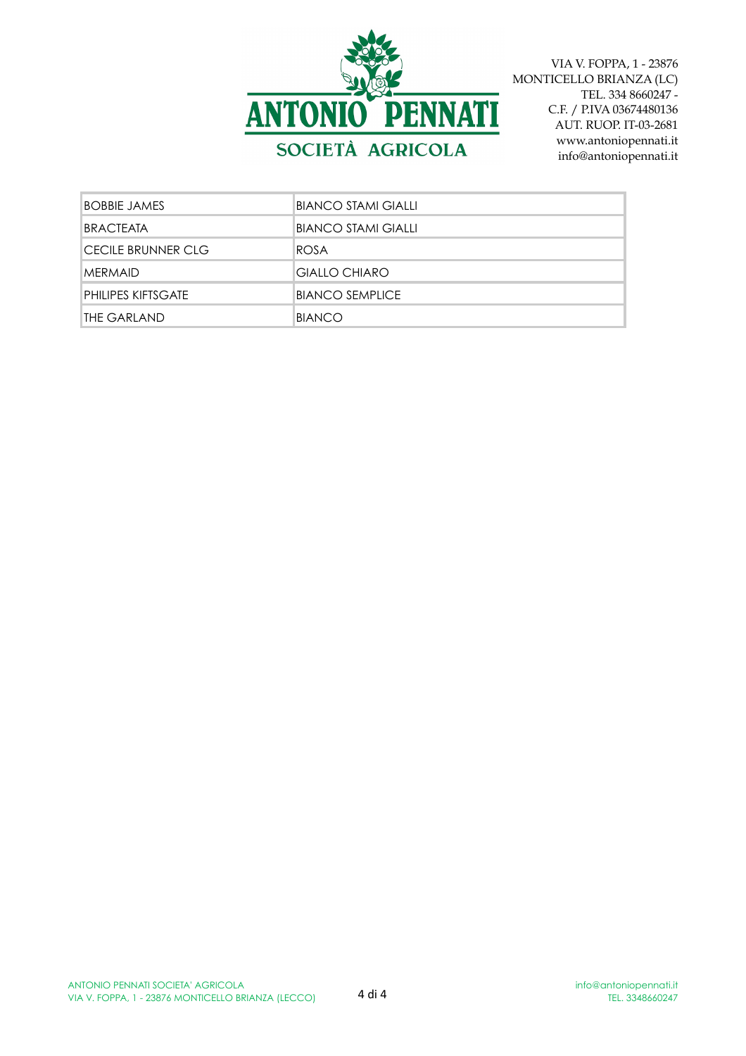ANTONIO PENNATI
SOCIETÀ AGRICOLA

VIA V. FOPPA, 1 - 23876
MONTICELLO BRIANZA (LC)
TEL. 334 8660247 -
C.F. / P.IVA 03674480136
AUT. RUOP. IT-03-2681
www.antoniopennati.it
info@antoniopennati.it

| | |
|---|---|
| BOBBIE JAMES | BIANCO STAMI GIALLI |
| BRACTEATA | BIANCO STAMI GIALLI |
| CECILE BRUNNER CLG | ROSA |
| MERMAID | GIALLO CHIARO |
| PHILIPES KIFTSGATE | BIANCO SEMPLICE |
| THE GARLAND | BIANCO |